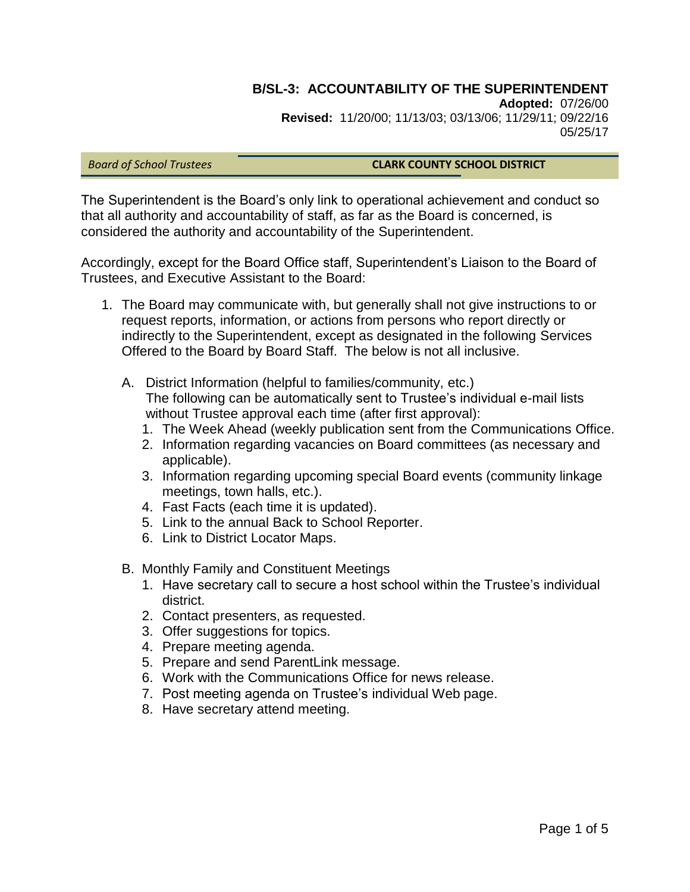# B/SL-3: ACCOUNTABILITY OF THE SUPERINTENDENT

**Adopted:** 07/26/00
**Revised:** 11/20/00; 11/13/03; 03/13/06; 11/29/11; 09/22/16; 05/25/17

*Board of School Trustees* **CLARK COUNTY SCHOOL DISTRICT**

The Superintendent is the Board's only link to operational achievement and conduct so that all authority and accountability of staff, as far as the Board is concerned, is considered the authority and accountability of the Superintendent.

Accordingly, except for the Board Office staff, Superintendent's Liaison to the Board of Trustees, and Executive Assistant to the Board:

1. The Board may communicate with, but generally shall not give instructions to or request reports, information, or actions from persons who report directly or indirectly to the Superintendent, except as designated in the following Services Offered to the Board by Board Staff. The below is not all inclusive.

   A. District Information (helpful to families/community, etc.)
   The following can be automatically sent to Trustee's individual e-mail lists without Trustee approval each time (after first approval):
      1. The Week Ahead (weekly publication sent from the Communications Office.
      2. Information regarding vacancies on Board committees (as necessary and applicable).
      3. Information regarding upcoming special Board events (community linkage meetings, town halls, etc.).
      4. Fast Facts (each time it is updated).
      5. Link to the annual Back to School Reporter.
      6. Link to District Locator Maps.

   B. Monthly Family and Constituent Meetings
      1. Have secretary call to secure a host school within the Trustee's individual district.
      2. Contact presenters, as requested.
      3. Offer suggestions for topics.
      4. Prepare meeting agenda.
      5. Prepare and send ParentLink message.
      6. Work with the Communications Office for news release.
      7. Post meeting agenda on Trustee's individual Web page.
      8. Have secretary attend meeting.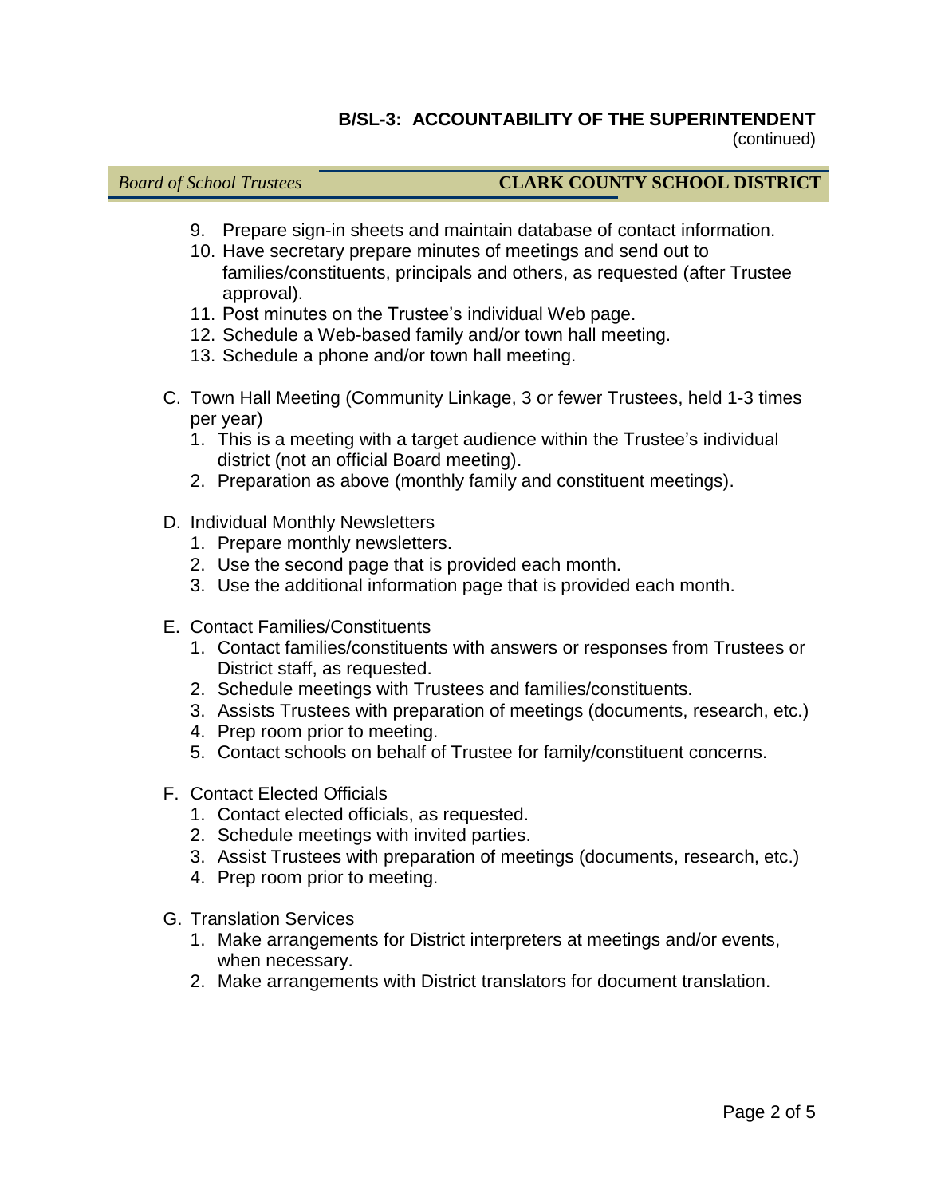9. Prepare sign-in sheets and maintain database of contact information.
10. Have secretary prepare minutes of meetings and send out to families/constituents, principals and others, as requested (after Trustee approval).
11. Post minutes on the Trustee's individual Web page.
12. Schedule a Web-based family and/or town hall meeting.
13. Schedule a phone and/or town hall meeting.

C. Town Hall Meeting (Community Linkage, 3 or fewer Trustees, held 1-3 times per year)
   1. This is a meeting with a target audience within the Trustee's individual district (not an official Board meeting).
   2. Preparation as above (monthly family and constituent meetings).

D. Individual Monthly Newsletters
   1. Prepare monthly newsletters.
   2. Use the second page that is provided each month.
   3. Use the additional information page that is provided each month.

E. Contact Families/Constituents
   1. Contact families/constituents with answers or responses from Trustees or District staff, as requested.
   2. Schedule meetings with Trustees and families/constituents.
   3. Assists Trustees with preparation of meetings (documents, research, etc.)
   4. Prep room prior to meeting.
   5. Contact schools on behalf of Trustee for family/constituent concerns.

F. Contact Elected Officials
   1. Contact elected officials, as requested.
   2. Schedule meetings with invited parties.
   3. Assist Trustees with preparation of meetings (documents, research, etc.)
   4. Prep room prior to meeting.

G. Translation Services
   1. Make arrangements for District interpreters at meetings and/or events, when necessary.
   2. Make arrangements with District translators for document translation.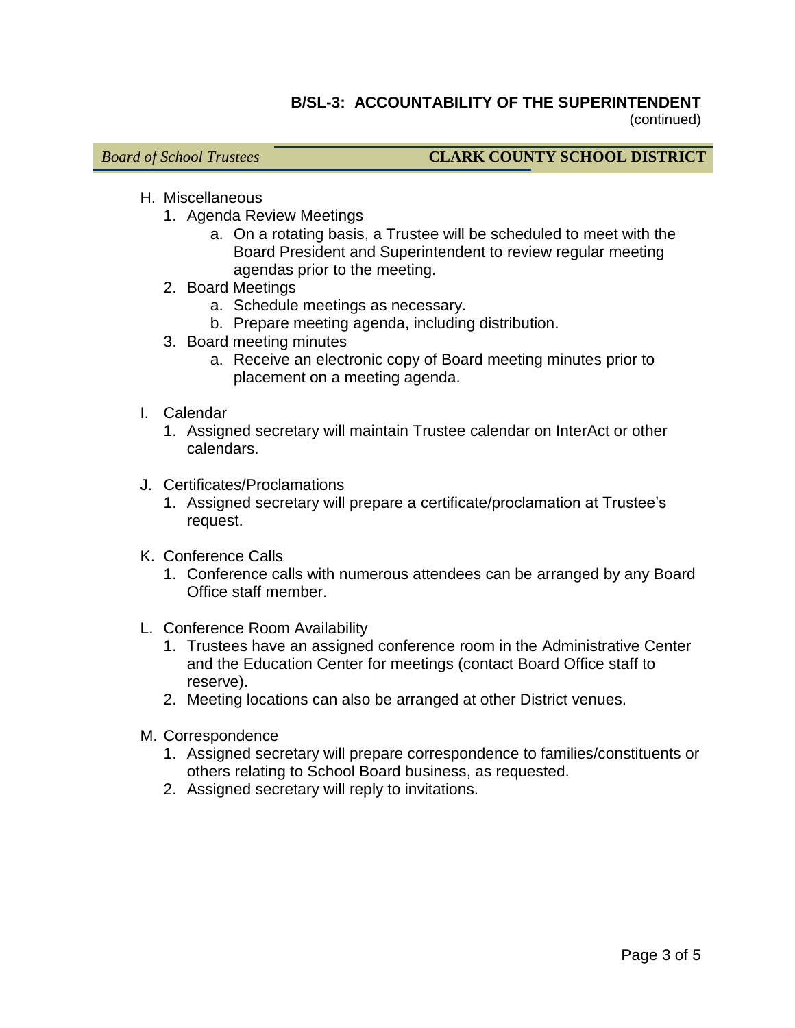H. Miscellaneous
   1. Agenda Review Meetings
      a. On a rotating basis, a Trustee will be scheduled to meet with the Board President and Superintendent to review regular meeting agendas prior to the meeting.
   2. Board Meetings
      a. Schedule meetings as necessary.
      b. Prepare meeting agenda, including distribution.
   3. Board meeting minutes
      a. Receive an electronic copy of Board meeting minutes prior to placement on a meeting agenda.

I. Calendar
   1. Assigned secretary will maintain Trustee calendar on InterAct or other calendars.

J. Certificates/Proclamations
   1. Assigned secretary will prepare a certificate/proclamation at Trustee's request.

K. Conference Calls
   1. Conference calls with numerous attendees can be arranged by any Board Office staff member.

L. Conference Room Availability
   1. Trustees have an assigned conference room in the Administrative Center and the Education Center for meetings (contact Board Office staff to reserve).
   2. Meeting locations can also be arranged at other District venues.

M. Correspondence
   1. Assigned secretary will prepare correspondence to families/constituents or others relating to School Board business, as requested.
   2. Assigned secretary will reply to invitations.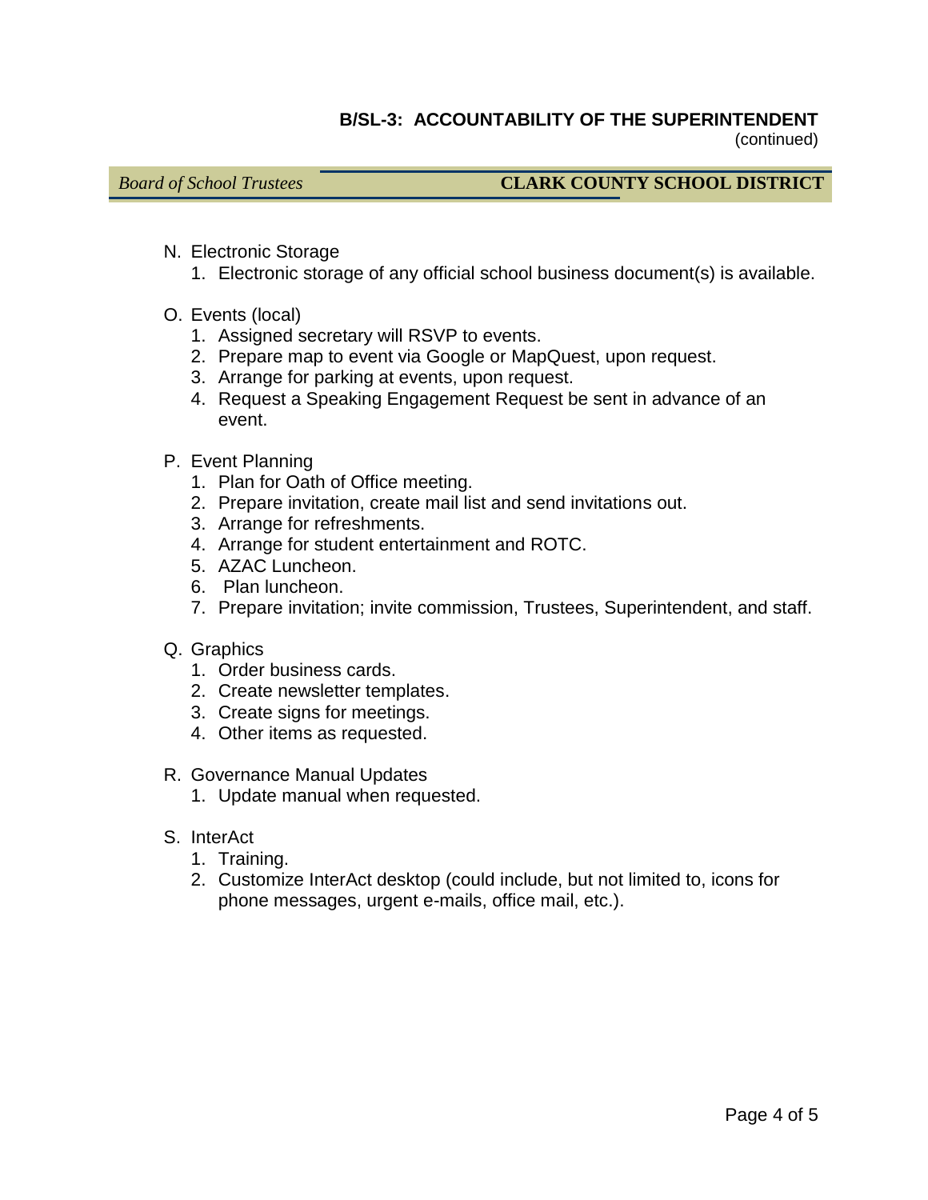N. Electronic Storage
   1. Electronic storage of any official school business document(s) is available.

O. Events (local)
   1. Assigned secretary will RSVP to events.
   2. Prepare map to event via Google or MapQuest, upon request.
   3. Arrange for parking at events, upon request.
   4. Request a Speaking Engagement Request be sent in advance of an event.

P. Event Planning
   1. Plan for Oath of Office meeting.
   2. Prepare invitation, create mail list and send invitations out.
   3. Arrange for refreshments.
   4. Arrange for student entertainment and ROTC.
   5. AZAC Luncheon.
   6. Plan luncheon.
   7. Prepare invitation; invite commission, Trustees, Superintendent, and staff.

Q. Graphics
   1. Order business cards.
   2. Create newsletter templates.
   3. Create signs for meetings.
   4. Other items as requested.

R. Governance Manual Updates
   1. Update manual when requested.

S. InterAct
   1. Training.
   2. Customize InterAct desktop (could include, but not limited to, icons for phone messages, urgent e-mails, office mail, etc.).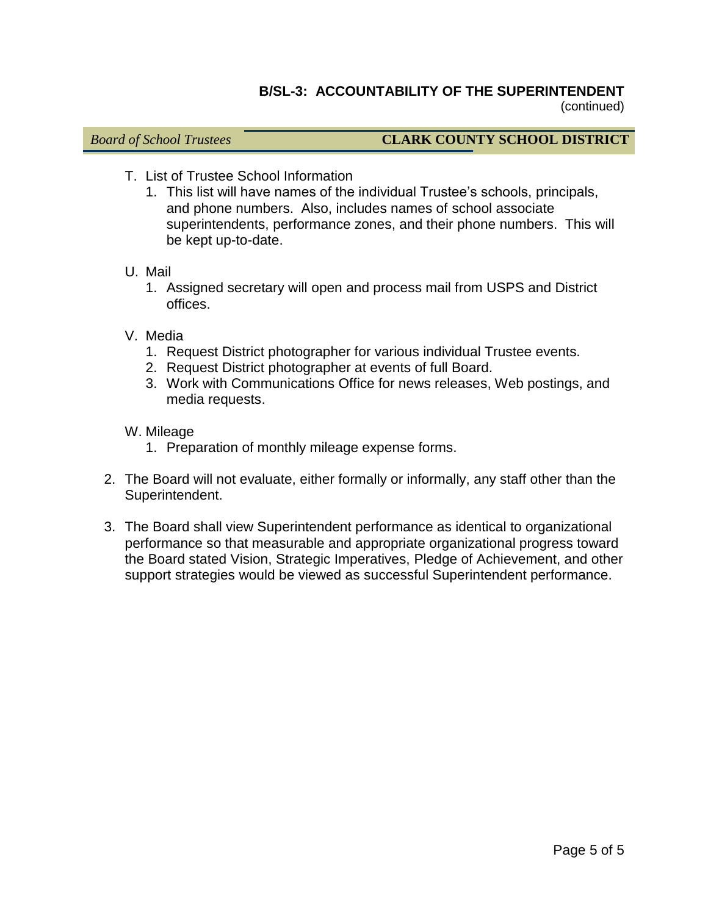T. List of Trustee School Information
   1. This list will have names of the individual Trustee's schools, principals, and phone numbers. Also, includes names of school associate superintendents, performance zones, and their phone numbers. This will be kept up-to-date.

U. Mail
   1. Assigned secretary will open and process mail from USPS and District offices.

V. Media
   1. Request District photographer for various individual Trustee events.
   2. Request District photographer at events of full Board.
   3. Work with Communications Office for news releases, Web postings, and media requests.

W. Mileage
   1. Preparation of monthly mileage expense forms.

2. The Board will not evaluate, either formally or informally, any staff other than the Superintendent.

3. The Board shall view Superintendent performance as identical to organizational performance so that measurable and appropriate organizational progress toward the Board stated Vision, Strategic Imperatives, Pledge of Achievement, and other support strategies would be viewed as successful Superintendent performance.